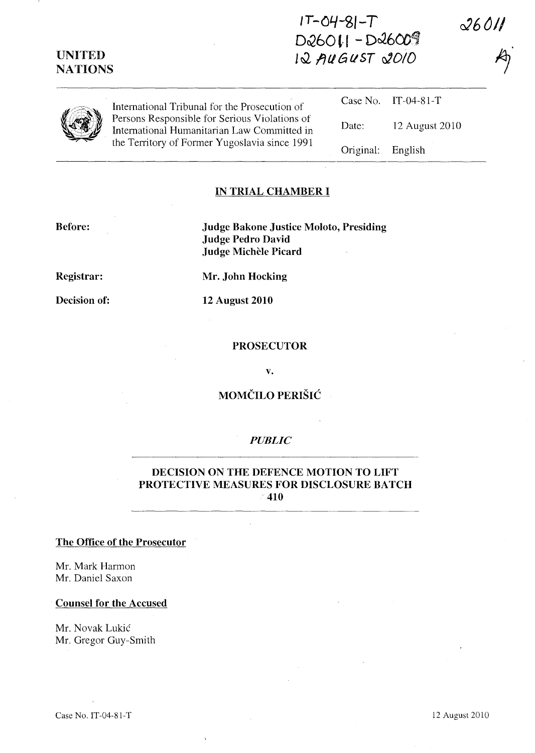IT-04-81-T
D26011 - D26009
12 AUGUST 2010

26011

UNITED NATIONS

International Tribunal for the Prosecution of Persons Responsible for Serious Violations of International Humanitarian Law Committed in the Territory of Former Yugoslavia since 1991

| | |
|---|---|
| Case No. | IT-04-81-T |
| Date: | 12 August 2010 |
| Original: | English |

## IN TRIAL CHAMBER I

**Before:** **Judge Bakone Justice Moloto, Presiding**
**Judge Pedro David**
**Judge Michèle Picard**

**Registrar:** **Mr. John Hocking**

**Decision of:** **12 August 2010**

**PROSECUTOR**

**v.**

**MOMČILO PERIŠIĆ**

*PUBLIC*

## DECISION ON THE DEFENCE MOTION TO LIFT PROTECTIVE MEASURES FOR DISCLOSURE BATCH 410

**The Office of the Prosecutor**

Mr. Mark Harmon
Mr. Daniel Saxon

**Counsel for the Accused**

Mr. Novak Lukić
Mr. Gregor Guy-Smith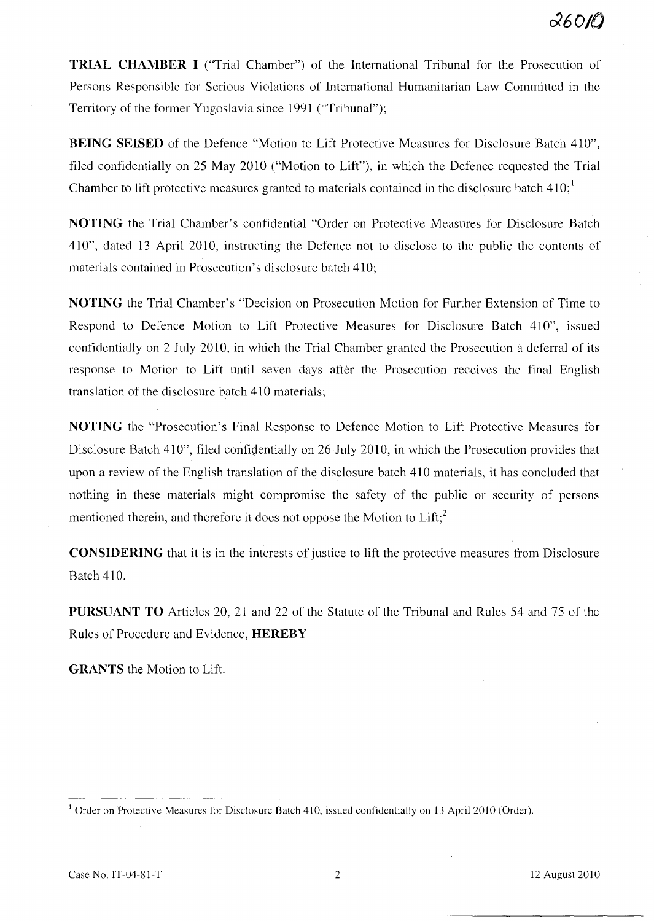**TRIAL CHAMBER I** ("Trial Chamber") of the International Tribunal for the Prosecution of Persons Responsible for Serious Violations of International Humanitarian Law Committed in the Territory of the former Yugoslavia since 1991 ("Tribunal");

**BEING SEISED** of the Defence "Motion to Lift Protective Measures for Disclosure Batch 410", filed confidentially on 25 May 2010 ("Motion to Lift"), in which the Defence requested the Trial Chamber to lift protective measures granted to materials contained in the disclosure batch 410;[1]

**NOTING** the Trial Chamber's confidential "Order on Protective Measures for Disclosure Batch 410", dated 13 April 2010, instructing the Defence not to disclose to the public the contents of materials contained in Prosecution's disclosure batch 410;

**NOTING** the Trial Chamber's "Decision on Prosecution Motion for Further Extension of Time to Respond to Defence Motion to Lift Protective Measures for Disclosure Batch 410", issued confidentially on 2 July 2010, in which the Trial Chamber granted the Prosecution a deferral of its response to Motion to Lift until seven days after the Prosecution receives the final English translation of the disclosure batch 410 materials;

**NOTING** the "Prosecution's Final Response to Defence Motion to Lift Protective Measures for Disclosure Batch 410", filed confidentially on 26 July 2010, in which the Prosecution provides that upon a review of the English translation of the disclosure batch 410 materials, it has concluded that nothing in these materials might compromise the safety of the public or security of persons mentioned therein, and therefore it does not oppose the Motion to Lift;[2]

**CONSIDERING** that it is in the interests of justice to lift the protective measures from Disclosure Batch 410.

**PURSUANT TO** Articles 20, 21 and 22 of the Statute of the Tribunal and Rules 54 and 75 of the Rules of Procedure and Evidence, **HEREBY**

**GRANTS** the Motion to Lift.

---

[1] Order on Protective Measures for Disclosure Batch 410, issued confidentially on 13 April 2010 (Order).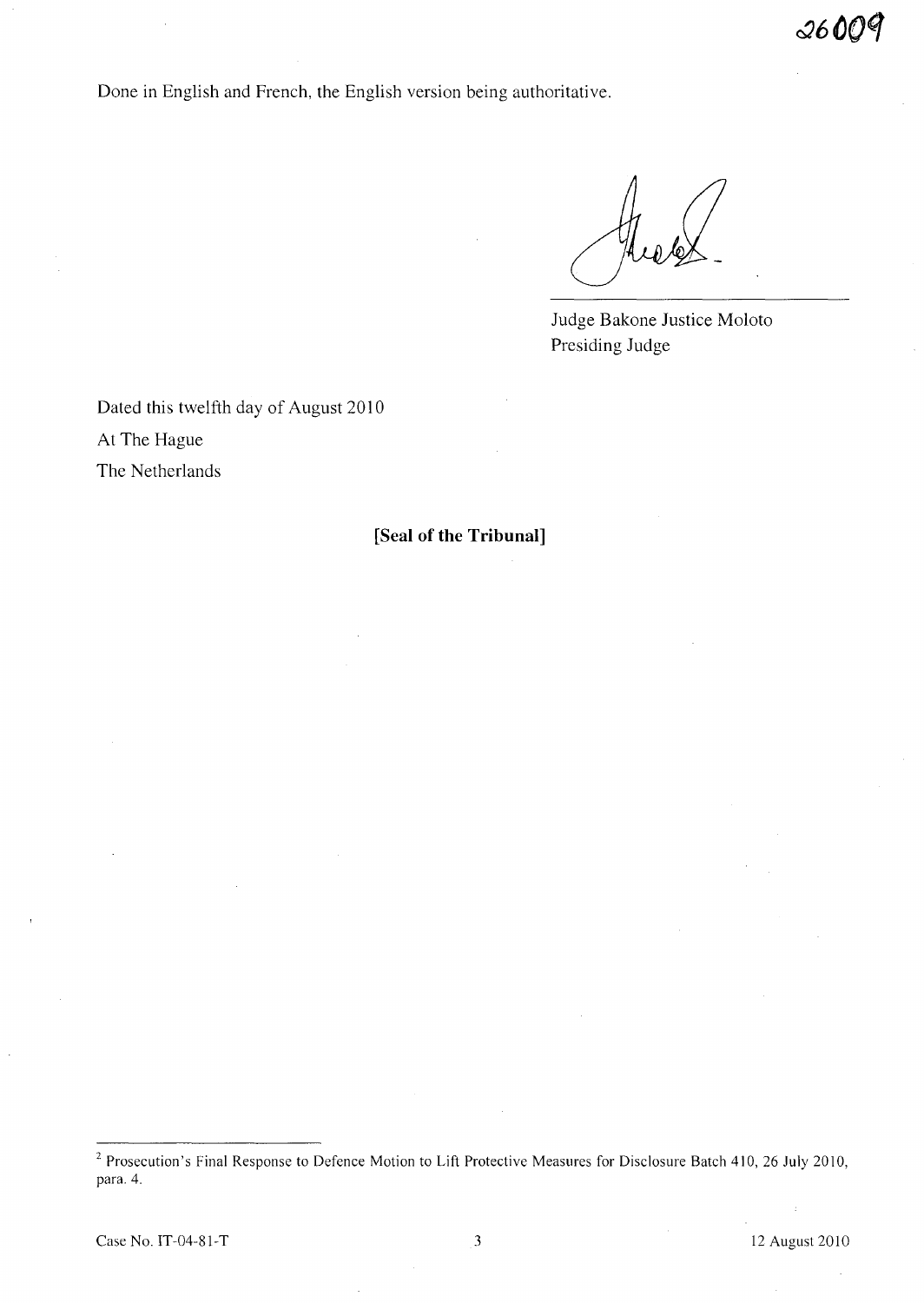Done in English and French, the English version being authoritative.

Judge Bakone Justice Moloto
Presiding Judge

Dated this twelfth day of August 2010
At The Hague
The Netherlands

**[Seal of the Tribunal]**

[2] Prosecution's Final Response to Defence Motion to Lift Protective Measures for Disclosure Batch 410, 26 July 2010, para. 4.